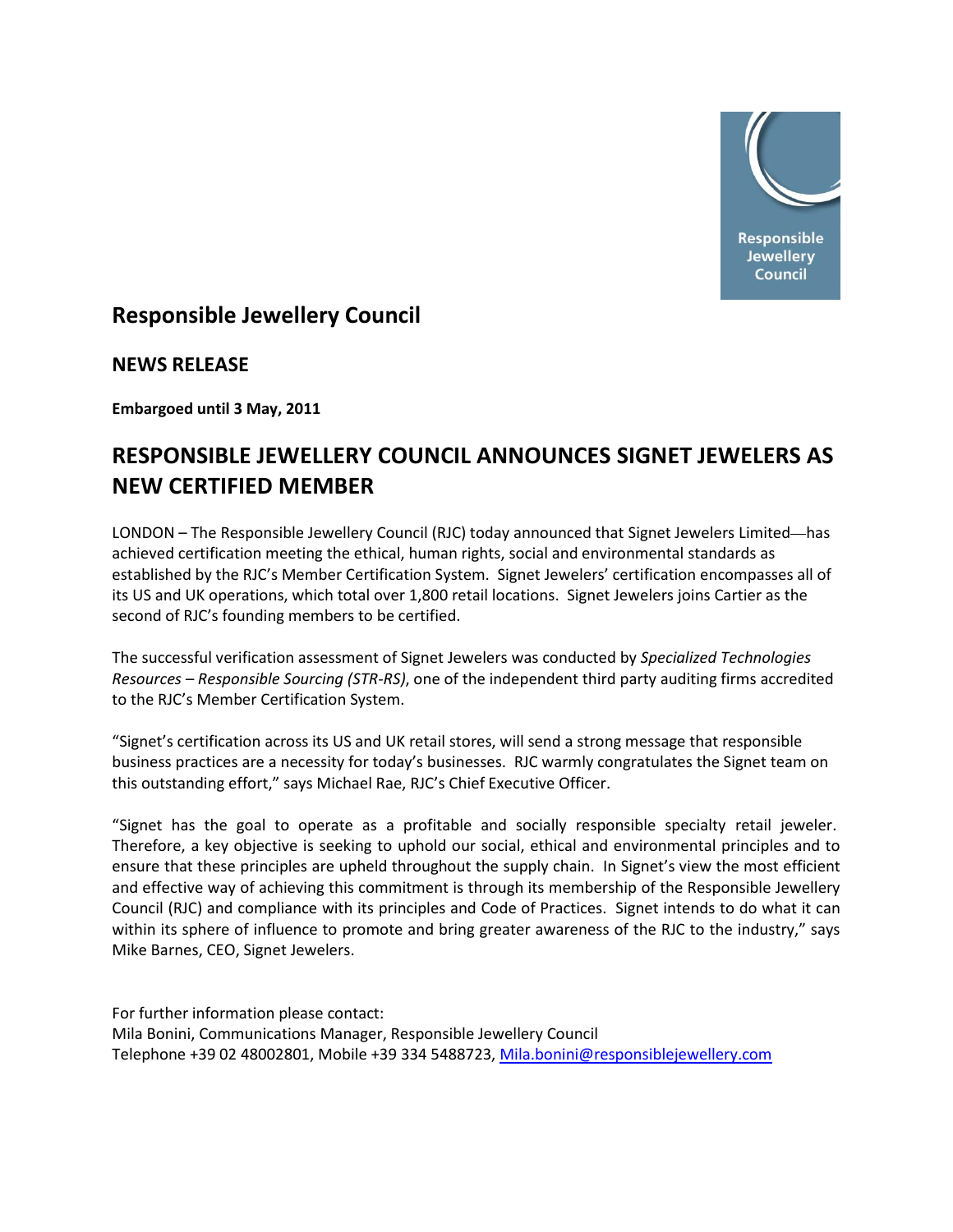# Responsible Jewellery Council

## NEWS RELEASE

**Embargoed until 3 May, 2011**

# RESPONSIBLE JEWELLERY COUNCIL ANNOUNCES SIGNET JEWELERS AS NEW CERTIFIED MEMBER

LONDON – The Responsible Jewellery Council (RJC) today announced that Signet Jewelers Limited—has achieved certification meeting the ethical, human rights, social and environmental standards as established by the RJC's Member Certification System. Signet Jewelers' certification encompasses all of its US and UK operations, which total over 1,800 retail locations. Signet Jewelers joins Cartier as the second of RJC's founding members to be certified.

The successful verification assessment of Signet Jewelers was conducted by *Specialized Technologies Resources – Responsible Sourcing (STR-RS)*, one of the independent third party auditing firms accredited to the RJC's Member Certification System.

"Signet's certification across its US and UK retail stores, will send a strong message that responsible business practices are a necessity for today's businesses. RJC warmly congratulates the Signet team on this outstanding effort," says Michael Rae, RJC's Chief Executive Officer.

"Signet has the goal to operate as a profitable and socially responsible specialty retail jeweler. Therefore, a key objective is seeking to uphold our social, ethical and environmental principles and to ensure that these principles are upheld throughout the supply chain. In Signet's view the most efficient and effective way of achieving this commitment is through its membership of the Responsible Jewellery Council (RJC) and compliance with its principles and Code of Practices. Signet intends to do what it can within its sphere of influence to promote and bring greater awareness of the RJC to the industry," says Mike Barnes, CEO, Signet Jewelers.

For further information please contact:
Mila Bonini, Communications Manager, Responsible Jewellery Council
Telephone +39 02 48002801, Mobile +39 334 5488723, Mila.bonini@responsiblejewellery.com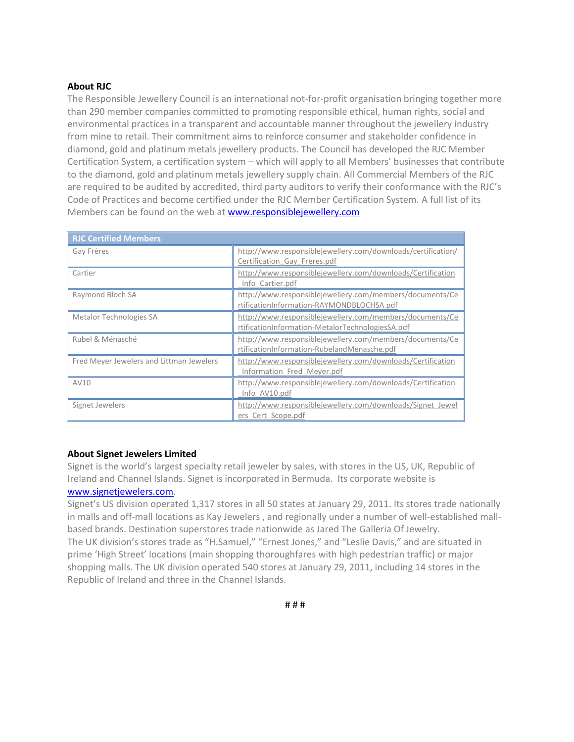**About RJC**

The Responsible Jewellery Council is an international not-for-profit organisation bringing together more than 290 member companies committed to promoting responsible ethical, human rights, social and environmental practices in a transparent and accountable manner throughout the jewellery industry from mine to retail. Their commitment aims to reinforce consumer and stakeholder confidence in diamond, gold and platinum metals jewellery products. The Council has developed the RJC Member Certification System, a certification system – which will apply to all Members' businesses that contribute to the diamond, gold and platinum metals jewellery supply chain. All Commercial Members of the RJC are required to be audited by accredited, third party auditors to verify their conformance with the RJC's Code of Practices and become certified under the RJC Member Certification System. A full list of its Members can be found on the web at [www.responsiblejewellery.com](http://www.responsiblejewellery.com)

| RJC Certified Members | |
|---|---|
| Gay Frères | http://www.responsiblejewellery.com/downloads/certification/Certification_Gay_Freres.pdf |
| Cartier | http://www.responsiblejewellery.com/downloads/Certification_Info_Cartier.pdf |
| Raymond Bloch SA | http://www.responsiblejewellery.com/members/documents/CertificationInformation-RAYMONDBLOCHSA.pdf |
| Metalor Technologies SA | http://www.responsiblejewellery.com/members/documents/CertificationInformation-MetalorTechnologiesSA.pdf |
| Rubel & Ménasché | http://www.responsiblejewellery.com/members/documents/CertificationInformation-RubelandMenasche.pdf |
| Fred Meyer Jewelers and Littman Jewelers | http://www.responsiblejewellery.com/downloads/Certification_Information_Fred_Meyer.pdf |
| AV10 | http://www.responsiblejewellery.com/downloads/Certification_Info_AV10.pdf |
| Signet Jewelers | http://www.responsiblejewellery.com/downloads/Signet_Jewelers_Cert_Scope.pdf |

**About Signet Jewelers Limited**

Signet is the world's largest specialty retail jeweler by sales, with stores in the US, UK, Republic of Ireland and Channel Islands. Signet is incorporated in Bermuda. Its corporate website is [www.signetjewelers.com](http://www.signetjewelers.com).

Signet's US division operated 1,317 stores in all 50 states at January 29, 2011. Its stores trade nationally in malls and off-mall locations as Kay Jewelers , and regionally under a number of well-established mall-based brands. Destination superstores trade nationwide as Jared The Galleria Of Jewelry.

The UK division's stores trade as "H.Samuel," "Ernest Jones," and "Leslie Davis," and are situated in prime 'High Street' locations (main shopping thoroughfares with high pedestrian traffic) or major shopping malls. The UK division operated 540 stores at January 29, 2011, including 14 stores in the Republic of Ireland and three in the Channel Islands.

# # #